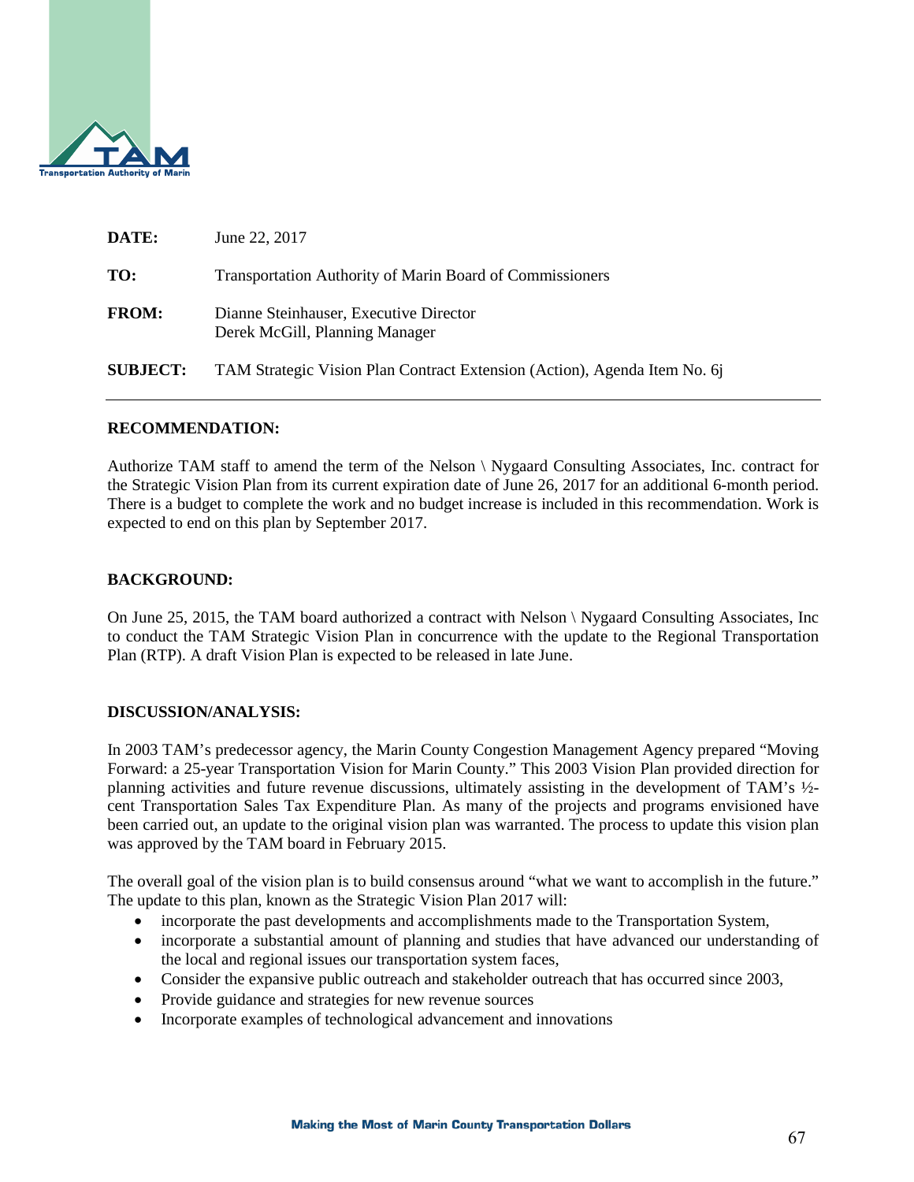Transportation Authority of Marin

| | |
|---|---|
| **DATE:** | June 22, 2017 |
| **TO:** | Transportation Authority of Marin Board of Commissioners |
| **FROM:** | Dianne Steinhauser, Executive Director<br>Derek McGill, Planning Manager |
| **SUBJECT:** | TAM Strategic Vision Plan Contract Extension (Action), Agenda Item No. 6j |

---

**RECOMMENDATION:**

Authorize TAM staff to amend the term of the Nelson \ Nygaard Consulting Associates, Inc. contract for the Strategic Vision Plan from its current expiration date of June 26, 2017 for an additional 6-month period. There is a budget to complete the work and no budget increase is included in this recommendation. Work is expected to end on this plan by September 2017.

**BACKGROUND:**

On June 25, 2015, the TAM board authorized a contract with Nelson \ Nygaard Consulting Associates, Inc to conduct the TAM Strategic Vision Plan in concurrence with the update to the Regional Transportation Plan (RTP). A draft Vision Plan is expected to be released in late June.

**DISCUSSION/ANALYSIS:**

In 2003 TAM's predecessor agency, the Marin County Congestion Management Agency prepared "Moving Forward: a 25-year Transportation Vision for Marin County." This 2003 Vision Plan provided direction for planning activities and future revenue discussions, ultimately assisting in the development of TAM's ½-cent Transportation Sales Tax Expenditure Plan. As many of the projects and programs envisioned have been carried out, an update to the original vision plan was warranted. The process to update this vision plan was approved by the TAM board in February 2015.

The overall goal of the vision plan is to build consensus around "what we want to accomplish in the future." The update to this plan, known as the Strategic Vision Plan 2017 will:

- incorporate the past developments and accomplishments made to the Transportation System,
- incorporate a substantial amount of planning and studies that have advanced our understanding of the local and regional issues our transportation system faces,
- Consider the expansive public outreach and stakeholder outreach that has occurred since 2003,
- Provide guidance and strategies for new revenue sources
- Incorporate examples of technological advancement and innovations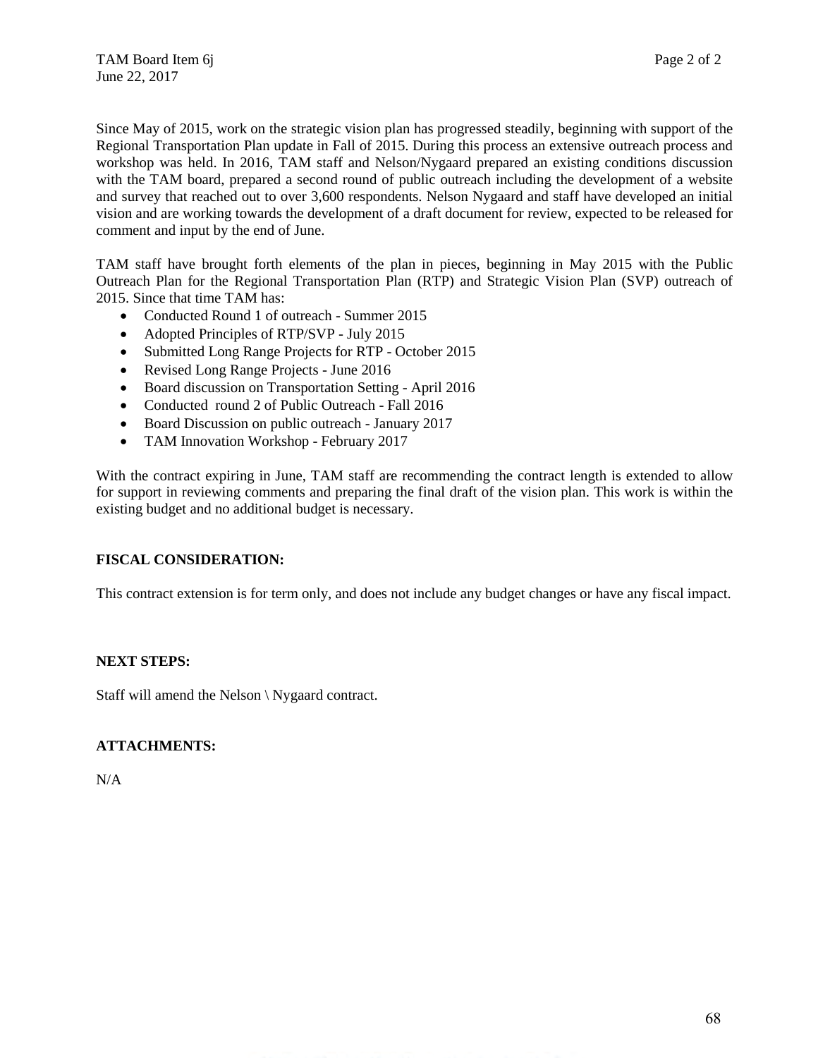Since May of 2015, work on the strategic vision plan has progressed steadily, beginning with support of the Regional Transportation Plan update in Fall of 2015. During this process an extensive outreach process and workshop was held. In 2016, TAM staff and Nelson/Nygaard prepared an existing conditions discussion with the TAM board, prepared a second round of public outreach including the development of a website and survey that reached out to over 3,600 respondents. Nelson Nygaard and staff have developed an initial vision and are working towards the development of a draft document for review, expected to be released for comment and input by the end of June.

TAM staff have brought forth elements of the plan in pieces, beginning in May 2015 with the Public Outreach Plan for the Regional Transportation Plan (RTP) and Strategic Vision Plan (SVP) outreach of 2015. Since that time TAM has:

- Conducted Round 1 of outreach - Summer 2015
- Adopted Principles of RTP/SVP - July 2015
- Submitted Long Range Projects for RTP - October 2015
- Revised Long Range Projects - June 2016
- Board discussion on Transportation Setting - April 2016
- Conducted round 2 of Public Outreach - Fall 2016
- Board Discussion on public outreach - January 2017
- TAM Innovation Workshop - February 2017

With the contract expiring in June, TAM staff are recommending the contract length is extended to allow for support in reviewing comments and preparing the final draft of the vision plan. This work is within the existing budget and no additional budget is necessary.

**FISCAL CONSIDERATION:**

This contract extension is for term only, and does not include any budget changes or have any fiscal impact.

**NEXT STEPS:**

Staff will amend the Nelson \ Nygaard contract.

**ATTACHMENTS:**

N/A